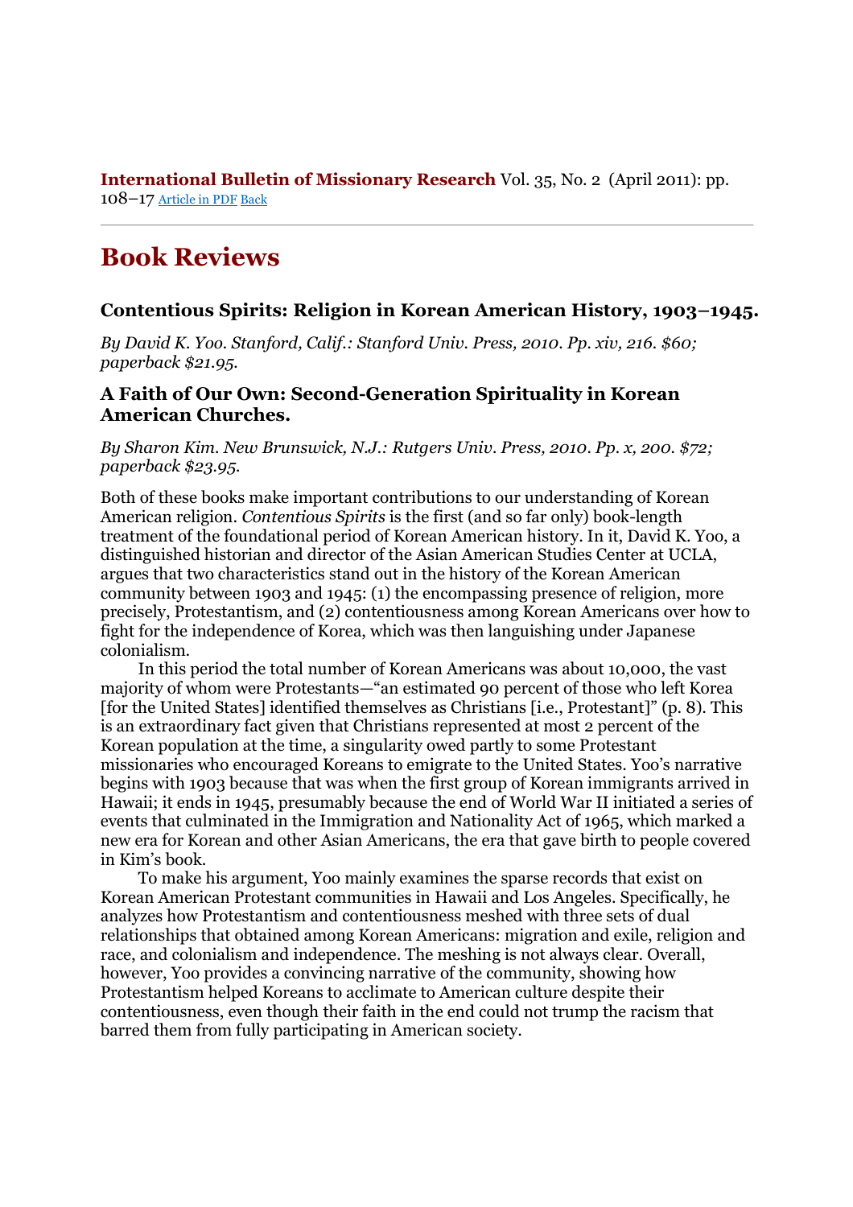**International Bulletin of Missionary Research** Vol. 35, No. 2 (April 2011): pp. 108–17 Article in PDF Back

---

# Book Reviews

### Contentious Spirits: Religion in Korean American History, 1903–1945.

*By David K. Yoo. Stanford, Calif.: Stanford Univ. Press, 2010. Pp. xiv, 216. $60; paperback $21.95.*

### A Faith of Our Own: Second-Generation Spirituality in Korean American Churches.

*By Sharon Kim. New Brunswick, N.J.: Rutgers Univ. Press, 2010. Pp. x, 200. $72; paperback $23.95.*

Both of these books make important contributions to our understanding of Korean American religion. *Contentious Spirits* is the first (and so far only) book-length treatment of the foundational period of Korean American history. In it, David K. Yoo, a distinguished historian and director of the Asian American Studies Center at UCLA, argues that two characteristics stand out in the history of the Korean American community between 1903 and 1945: (1) the encompassing presence of religion, more precisely, Protestantism, and (2) contentiousness among Korean Americans over how to fight for the independence of Korea, which was then languishing under Japanese colonialism.

In this period the total number of Korean Americans was about 10,000, the vast majority of whom were Protestants—"an estimated 90 percent of those who left Korea [for the United States] identified themselves as Christians [i.e., Protestant]" (p. 8). This is an extraordinary fact given that Christians represented at most 2 percent of the Korean population at the time, a singularity owed partly to some Protestant missionaries who encouraged Koreans to emigrate to the United States. Yoo's narrative begins with 1903 because that was when the first group of Korean immigrants arrived in Hawaii; it ends in 1945, presumably because the end of World War II initiated a series of events that culminated in the Immigration and Nationality Act of 1965, which marked a new era for Korean and other Asian Americans, the era that gave birth to people covered in Kim's book.

To make his argument, Yoo mainly examines the sparse records that exist on Korean American Protestant communities in Hawaii and Los Angeles. Specifically, he analyzes how Protestantism and contentiousness meshed with three sets of dual relationships that obtained among Korean Americans: migration and exile, religion and race, and colonialism and independence. The meshing is not always clear. Overall, however, Yoo provides a convincing narrative of the community, showing how Protestantism helped Koreans to acclimate to American culture despite their contentiousness, even though their faith in the end could not trump the racism that barred them from fully participating in American society.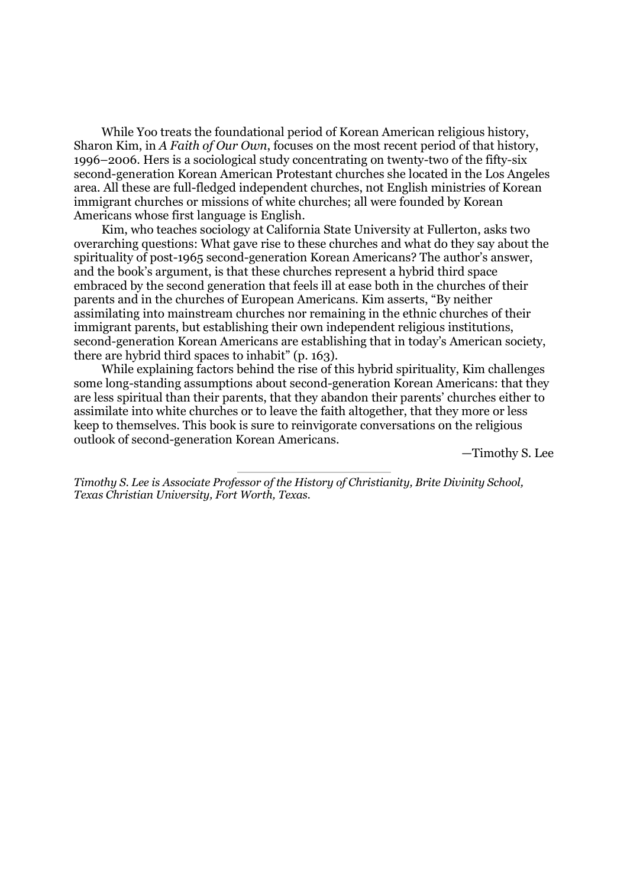While Yoo treats the foundational period of Korean American religious history, Sharon Kim, in *A Faith of Our Own*, focuses on the most recent period of that history, 1996–2006. Hers is a sociological study concentrating on twenty-two of the fifty-six second-generation Korean American Protestant churches she located in the Los Angeles area. All these are full-fledged independent churches, not English ministries of Korean immigrant churches or missions of white churches; all were founded by Korean Americans whose first language is English.

Kim, who teaches sociology at California State University at Fullerton, asks two overarching questions: What gave rise to these churches and what do they say about the spirituality of post-1965 second-generation Korean Americans? The author's answer, and the book's argument, is that these churches represent a hybrid third space embraced by the second generation that feels ill at ease both in the churches of their parents and in the churches of European Americans. Kim asserts, "By neither assimilating into mainstream churches nor remaining in the ethnic churches of their immigrant parents, but establishing their own independent religious institutions, second-generation Korean Americans are establishing that in today's American society, there are hybrid third spaces to inhabit" (p. 163).

While explaining factors behind the rise of this hybrid spirituality, Kim challenges some long-standing assumptions about second-generation Korean Americans: that they are less spiritual than their parents, that they abandon their parents' churches either to assimilate into white churches or to leave the faith altogether, that they more or less keep to themselves. This book is sure to reinvigorate conversations on the religious outlook of second-generation Korean Americans.

—Timothy S. Lee

---

*Timothy S. Lee is Associate Professor of the History of Christianity, Brite Divinity School, Texas Christian University, Fort Worth, Texas.*